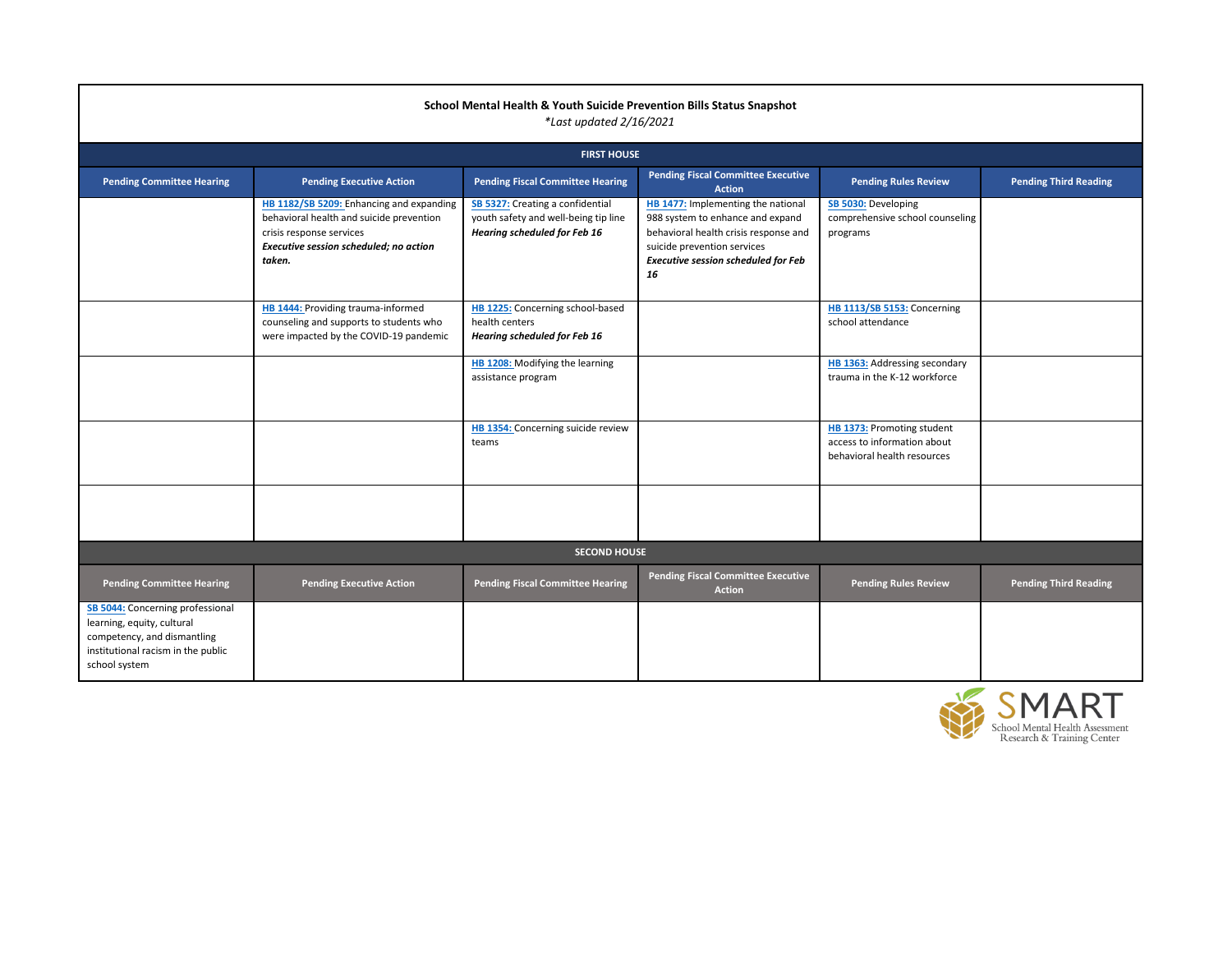**School Mental Health & Youth Suicide Prevention Bills Status Snapshot**

*\*Last updated 2/16/2021*

| FIRST HOUSE | | | | | |
|---|---|---|---|---|---|
| **Pending Committee Hearing** | **Pending Executive Action** | **Pending Fiscal Committee Hearing** | **Pending Fiscal Committee Executive Action** | **Pending Rules Review** | **Pending Third Reading** |
| | **HB 1182/SB 5209:** Enhancing and expanding behavioral health and suicide prevention crisis response services ***Executive session scheduled; no action taken.*** | **SB 5327:** Creating a confidential youth safety and well-being tip line ***Hearing scheduled for Feb 16*** | **HB 1477:** Implementing the national 988 system to enhance and expand behavioral health crisis response and suicide prevention services ***Executive session scheduled for Feb 16*** | **SB 5030:** Developing comprehensive school counseling programs | |
| | **HB 1444:** Providing trauma-informed counseling and supports to students who were impacted by the COVID-19 pandemic | **HB 1225:** Concerning school-based health centers ***Hearing scheduled for Feb 16*** | | **HB 1113/SB 5153:** Concerning school attendance | |
| | | **HB 1208:** Modifying the learning assistance program | | **HB 1363:** Addressing secondary trauma in the K-12 workforce | |
| | | **HB 1354:** Concerning suicide review teams | | **HB 1373:** Promoting student access to information about behavioral health resources | |
| | | | | | |

| SECOND HOUSE | | | | | |
|---|---|---|---|---|---|
| **Pending Committee Hearing** | **Pending Executive Action** | **Pending Fiscal Committee Hearing** | **Pending Fiscal Committee Executive Action** | **Pending Rules Review** | **Pending Third Reading** |
| **SB 5044:** Concerning professional learning, equity, cultural competency, and dismantling institutional racism in the public school system | | | | | |

SMART
School Mental Health Assessment Research & Training Center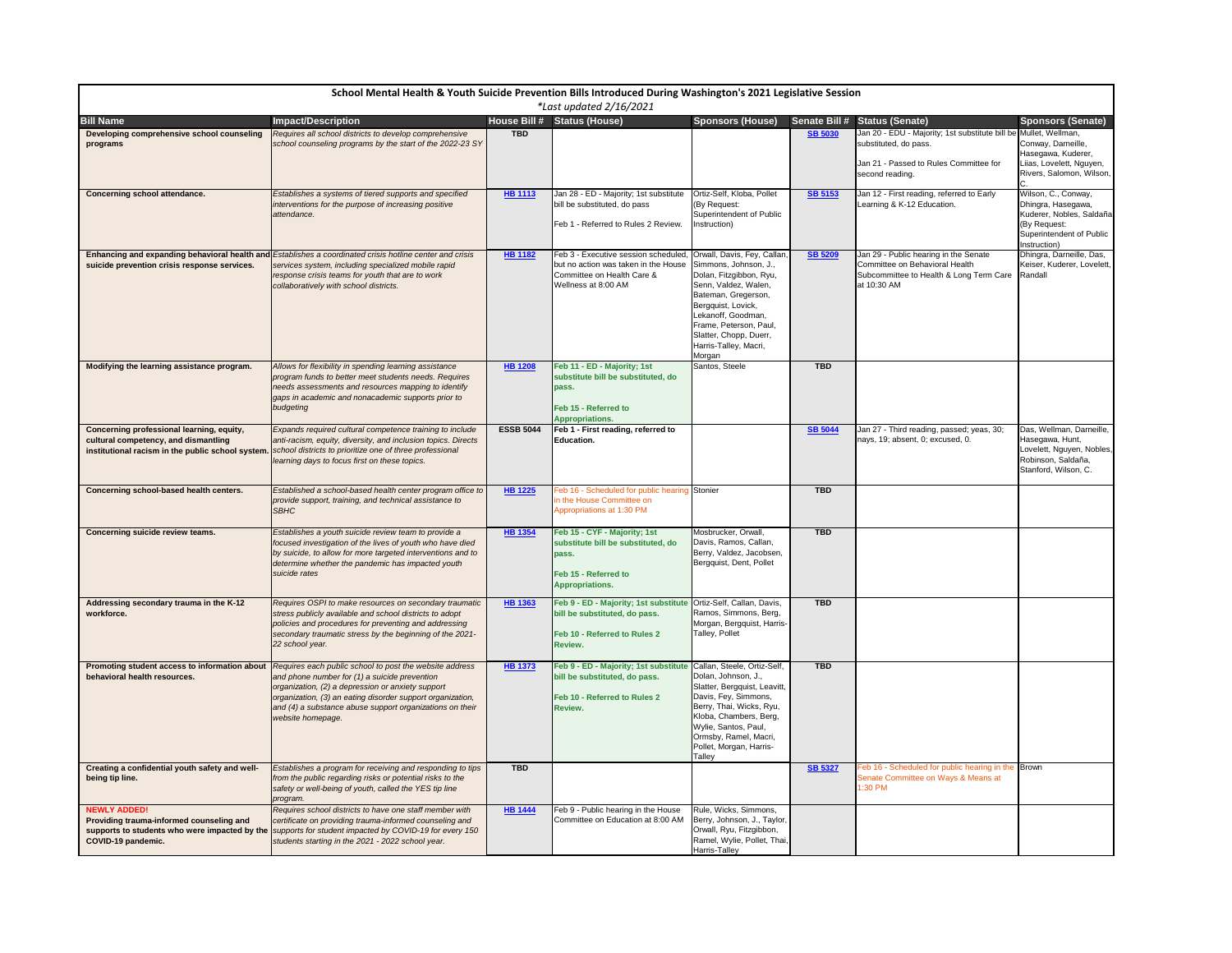# School Mental Health & Youth Suicide Prevention Bills Introduced During Washington's 2021 Legislative Session

*\*Last updated 2/16/2021*

| Bill Name | Impact/Description | House Bill # | Status (House) | Sponsors (House) | Senate Bill # | Status (Senate) | Sponsors (Senate) |
|---|---|---|---|---|---|---|---|
| **Developing comprehensive school counseling programs** | *Requires all school districts to develop comprehensive school counseling programs by the start of the 2022-23 SY* | **TBD** | | | **SB 5030** | Jan 20 - EDU - Majority; 1st substitute bill be substituted, do pass.<br><br>Jan 21 - Passed to Rules Committee for second reading. | Mullet, Wellman, Conway, Darneille, Hasegawa, Kuderer, Liias, Lovelett, Nguyen, Rivers, Salomon, Wilson, C. |
| **Concerning school attendance.** | *Establishes a systems of tiered supports and specified interventions for the purpose of increasing positive attendance.* | **HB 1113** | Jan 28 - ED - Majority; 1st substitute bill be substituted, do pass<br><br>Feb 1 - Referred to Rules 2 Review. | Ortiz-Self, Kloba, Pollet (By Request: Superintendent of Public Instruction) | **SB 5153** | Jan 12 - First reading, referred to Early Learning & K-12 Education. | Wilson, C., Conway, Dhingra, Hasegawa, Kuderer, Nobles, Saldaña (By Request: Superintendent of Public Instruction) |
| **Enhancing and expanding behavioral health and suicide prevention crisis response services.** | *Establishes a coordinated crisis hotline center and crisis services system, including specialized mobile rapid response crisis teams for youth that are to work collaboratively with school districts.* | **HB 1182** | Feb 3 - Executive session scheduled, but no action was taken in the House Committee on Health Care & Wellness at 8:00 AM | Orwall, Davis, Fey, Callan, Simmons, Johnson, J., Dolan, Fitzgibbon, Ryu, Senn, Valdez, Walen, Bateman, Gregerson, Bergquist, Lovick, Lekanoff, Goodman, Frame, Peterson, Paul, Slatter, Chopp, Duerr, Harris-Talley, Macri, Morgan | **SB 5209** | Jan 29 - Public hearing in the Senate Committee on Behavioral Health Subcommittee to Health & Long Term Care at 10:30 AM | Dhingra, Darneille, Das, Keiser, Kuderer, Lovelett, Randall |
| **Modifying the learning assistance program.** | *Allows for flexibility in spending learning assistance program funds to better meet students needs. Requires needs assessments and resources mapping to identify gaps in academic and nonacademic supports prior to budgeting* | **HB 1208** | **Feb 11 - ED - Majority; 1st substitute bill be substituted, do pass.**<br><br>**Feb 15 - Referred to Appropriations.** | Santos, Steele | **TBD** | | |
| **Concerning professional learning, equity, cultural competency, and dismantling institutional racism in the public school system.** | *Expands required cultural competence training to include anti-racism, equity, diversity, and inclusion topics. Directs school districts to prioritize one of three professional learning days to focus first on these topics.* | **ESSB 5044** | **Feb 1 - First reading, referred to Education.** | | **SB 5044** | Jan 27 - Third reading, passed; yeas, 30; nays, 19; absent, 0; excused, 0. | Das, Wellman, Darneille, Hasegawa, Hunt, Lovelett, Nguyen, Nobles, Robinson, Saldaña, Stanford, Wilson, C. |
| **Concerning school-based health centers.** | *Established a school-based health center program office to provide support, training, and technical assistance to SBHC* | **HB 1225** | Feb 16 - Scheduled for public hearing in the House Committee on Appropriations at 1:30 PM | Stonier | **TBD** | | |
| **Concerning suicide review teams.** | *Establishes a youth suicide review team to provide a focused investigation of the lives of youth who have died by suicide, to allow for more targeted interventions and to determine whether the pandemic has impacted youth suicide rates* | **HB 1354** | **Feb 15 - CYF - Majority; 1st substitute bill be substituted, do pass.**<br><br>**Feb 15 - Referred to Appropriations.** | Mosbrucker, Orwall, Davis, Ramos, Callan, Berry, Valdez, Jacobsen, Bergquist, Dent, Pollet | **TBD** | | |
| **Addressing secondary trauma in the K-12 workforce.** | *Requires OSPI to make resources on secondary traumatic stress publicly available and school districts to adopt policies and procedures for preventing and addressing secondary traumatic stress by the beginning of the 2021-22 school year.* | **HB 1363** | **Feb 9 - ED - Majority; 1st substitute bill be substituted, do pass.**<br><br>**Feb 10 - Referred to Rules 2 Review.** | Ortiz-Self, Callan, Davis, Ramos, Simmons, Berg, Morgan, Bergquist, Harris-Talley, Pollet | **TBD** | | |
| **Promoting student access to information about behavioral health resources.** | *Requires each public school to post the website address and phone number for (1) a suicide prevention organization, (2) a depression or anxiety support organization, (3) an eating disorder support organization, and (4) a substance abuse support organizations on their website homepage.* | **HB 1373** | **Feb 9 - ED - Majority; 1st substitute bill be substituted, do pass.**<br><br>**Feb 10 - Referred to Rules 2 Review.** | Callan, Steele, Ortiz-Self, Dolan, Johnson, J., Slatter, Bergquist, Leavitt, Davis, Fey, Simmons, Berry, Thai, Wicks, Ryu, Kloba, Chambers, Berg, Wylie, Santos, Paul, Ormsby, Ramel, Macri, Pollet, Morgan, Harris-Talley | **TBD** | | |
| **Creating a confidential youth safety and well-being tip line.** | *Establishes a program for receiving and responding to tips from the public regarding risks or potential risks to the safety or well-being of youth, called the YES tip line program.* | **TBD** | | | **SB 5327** | Feb 16 - Scheduled for public hearing in the Senate Committee on Ways & Means at 1:30 PM | Brown |
| **NEWLY ADDED!**<br>**Providing trauma-informed counseling and supports to students who were impacted by the COVID-19 pandemic.** | *Requires school districts to have one staff member with certificate on providing trauma-informed counseling and supports for student impacted by COVID-19 for every 150 students starting in the 2021 - 2022 school year.* | **HB 1444** | Feb 9 - Public hearing in the House Committee on Education at 8:00 AM | Rule, Wicks, Simmons, Berry, Johnson, J., Taylor, Orwall, Ryu, Fitzgibbon, Ramel, Wylie, Pollet, Thai, Harris-Talley | | | |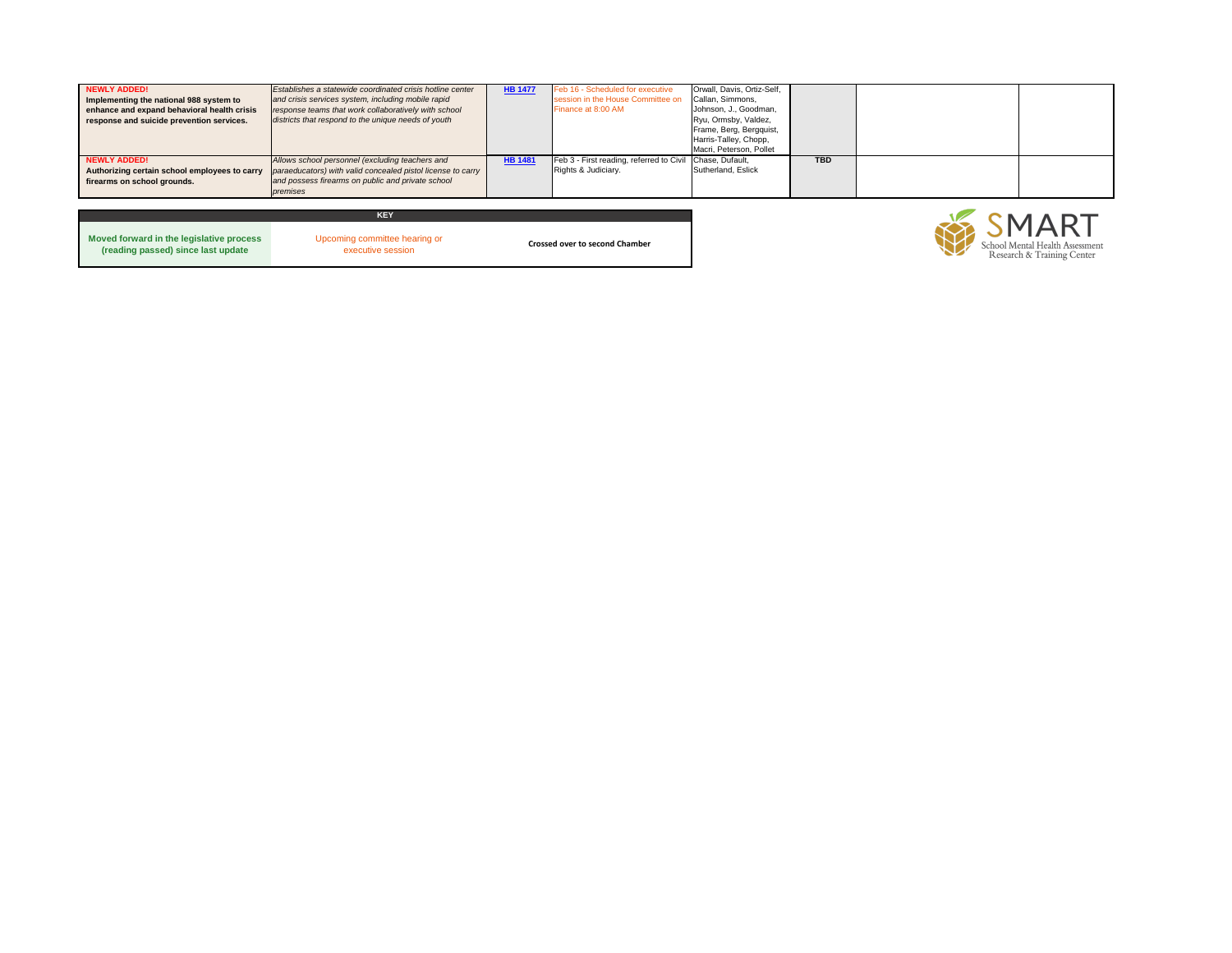| | | | | | | | |
|---|---|---|---|---|---|---|---|
| **NEWLY ADDED!** **Implementing the national 988 system to enhance and expand behavioral health crisis response and suicide prevention services.** | *Establishes a statewide coordinated crisis hotline center and crisis services system, including mobile rapid response teams that work collaboratively with school districts that respond to the unique needs of youth* | **HB 1477** | Feb 16 - Scheduled for executive session in the House Committee on Finance at 8:00 AM | Orwall, Davis, Ortiz-Self, Callan, Simmons, Johnson, J., Goodman, Ryu, Ormsby, Valdez, Frame, Berg, Bergquist, Harris-Talley, Chopp, Macri, Peterson, Pollet | | | |
| **NEWLY ADDED!** **Authorizing certain school employees to carry firearms on school grounds.** | *Allows school personnel (excluding teachers and paraeducators) with valid concealed pistol license to carry and possess firearms on public and private school premises* | **HB 1481** | Feb 3 - First reading, referred to Civil Rights & Judiciary. | Chase, Dufault, Sutherland, Eslick | **TBD** | | |

| KEY | | |
|---|---|---|
| **Moved forward in the legislative process (reading passed) since last update** | Upcoming committee hearing or executive session | **Crossed over to second Chamber** |

SMART
School Mental Health Assessment Research & Training Center